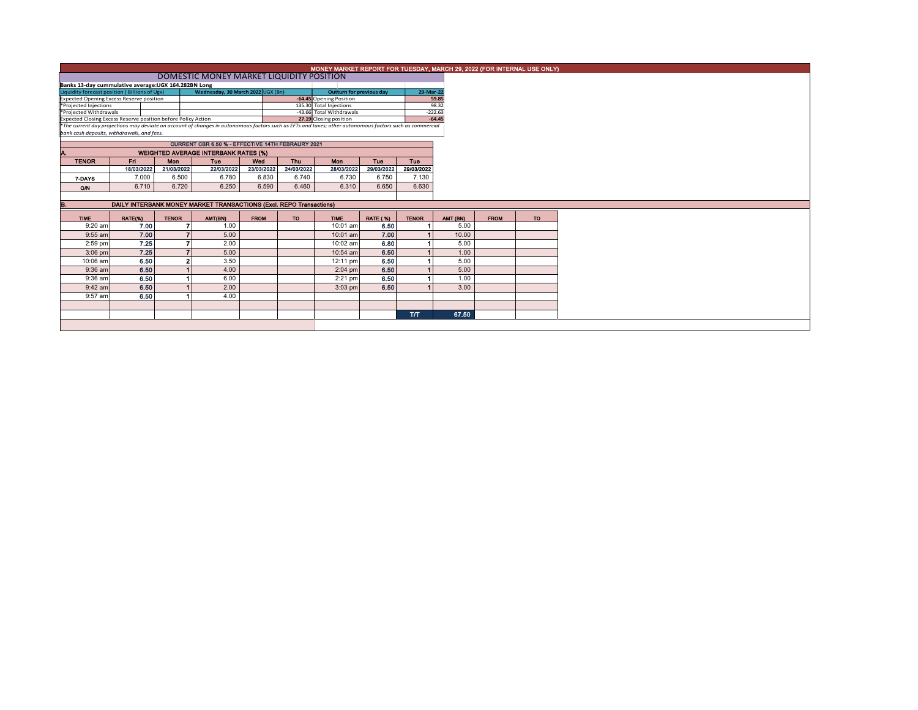# MONEY MARKET REPORT FOR TUESDAY, MARCH 29, 2022 (FOR INTERNAL USE ONLY)

## DOMESTIC MONEY MARKET LIQUIDITY POSITION

**Banks 13-day cummulative average:UGX 164.282BN Long**

| Liquidity forecast position (Billions of Ugx) | Wednesday, 30 March 2022 UGX (Bn) | Outturn for previous day | 29-Mar-22 |
|---|---|---|---|
| Expected Opening Excess Reserve position | -64.45 | Opening Position | 59.85 |
| *Projected Injections | 135.30 | Total Injections | 98.32 |
| *Projected Withdrawals | -43.66 | Total Withdrawals | -222.63 |
| Expected Closing Excess Reserve position before Policy Action | 27.19 | Closing position | -64.45 |

*The current day projections may deviate on account of changes in autonomous factors such as EFTs and taxes; other autonomous factors such as commercial bank cash deposits, withdrawals, and fees.

**CURRENT CBR 6.50 % - EFFECTIVE 14TH FEBRAURY 2021**

### A. WEIGHTED AVERAGE INTERBANK RATES (%)

| TENOR | Fri | Mon | Tue | Wed | Thu | Mon | Tue | Tue |
|---|---|---|---|---|---|---|---|---|
| | 18/03/2022 | 21/03/2022 | 22/03/2022 | 23/03/2022 | 24/03/2022 | 28/03/2022 | 29/03/2022 | 29/03/2022 |
| 7-DAYS | 7.000 | 6.500 | 6.780 | 6.830 | 6.740 | 6.730 | 6.750 | 7.130 |
| O/N | 6.710 | 6.720 | 6.250 | 6.590 | 6.460 | 6.310 | 6.650 | 6.630 |

### B. DAILY INTERBANK MONEY MARKET TRANSACTIONS (Excl. REPO Transactions)

| TIME | RATE(%) | TENOR | AMT(BN) | FROM | TO | TIME | RATE (%) | TENOR | AMT (BN) | FROM | TO |
|---|---|---|---|---|---|---|---|---|---|---|---|
| 9:20 am | 7.00 | 7 | 1.00 | | | 10:01 am | 6.50 | 1 | 5.00 | | |
| 9:55 am | 7.00 | 7 | 5.00 | | | 10:01 am | 7.00 | 1 | 10.00 | | |
| 2:59 pm | 7.25 | 7 | 2.00 | | | 10:02 am | 6.80 | 1 | 5.00 | | |
| 3:06 pm | 7.25 | 7 | 5.00 | | | 10:54 am | 6.50 | 1 | 1.00 | | |
| 10:06 am | 6.50 | 2 | 3.50 | | | 12:11 pm | 6.50 | 1 | 5.00 | | |
| 9:36 am | 6.50 | 1 | 4.00 | | | 2:04 pm | 6.50 | 1 | 5.00 | | |
| 9:36 am | 6.50 | 1 | 6.00 | | | 2:21 pm | 6.50 | 1 | 1.00 | | |
| 9:42 am | 6.50 | 1 | 2.00 | | | 3:03 pm | 6.50 | 1 | 3.00 | | |
| 9:57 am | 6.50 | 1 | 4.00 | | | | | | | | |
| | | | | | | | | T/T | 67.50 | | |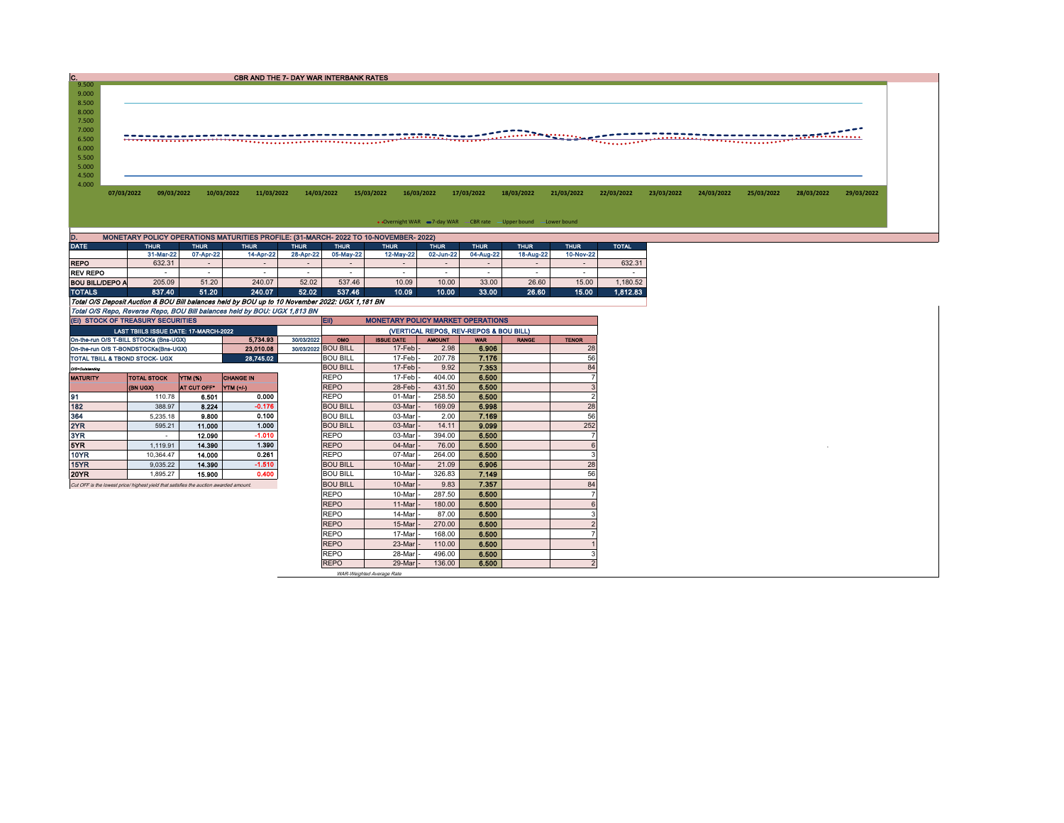## C. CBR AND THE 7- DAY WAR INTERBANK RATES

9.500
9.000
8.500
8.000
7.500
7.000
6.500
6.000
5.500
5.000
4.500
4.000

07/03/2022 09/03/2022 10/03/2022 11/03/2022 14/03/2022 15/03/2022 16/03/2022 17/03/2022 18/03/2022 21/03/2022 22/03/2022 23/03/2022 24/03/2022 25/03/2022 28/03/2022 29/03/2022

Overnight WAR, 7-day WAR, CBR rate, Upper bound, Lower bound

## D. MONETARY POLICY OPERATIONS MATURITIES PROFILE: (31-MARCH- 2022 TO 10-NOVEMBER- 2022)

| DATE | THUR | THUR | THUR | THUR | THUR | THUR | THUR | THUR | THUR | THUR | TOTAL |
|---|---|---|---|---|---|---|---|---|---|---|---|
| | 31-Mar-22 | 07-Apr-22 | 14-Apr-22 | 28-Apr-22 | 05-May-22 | 12-May-22 | 02-Jun-22 | 04-Aug-22 | 18-Aug-22 | 10-Nov-22 | |
| REPO | 632.31 | - | - | - | - | - | - | - | - | - | 632.31 |
| REV REPO | - | - | - | - | - | - | - | - | - | - | - |
| BOU BILL/DEPO A | 205.09 | 51.20 | 240.07 | 52.02 | 537.46 | 10.09 | 10.00 | 33.00 | 26.60 | 15.00 | 1,180.52 |
| TOTALS | 837.40 | 51.20 | 240.07 | 52.02 | 537.46 | 10.09 | 10.00 | 33.00 | 26.60 | 15.00 | 1,812.83 |

*Total O/S Deposit Auction & BOU Bill balances held by BOU up to 10 November 2022: UGX 1,181 BN*

*Total O/S Repo, Reverse Repo, BOU Bill balances held by BOU: UGX 1,813 BN*

### (EI) STOCK OF TREASURY SECURITIES

| LAST TBIILS ISSUE DATE: 17-MARCH-2022 | | |
|---|---|---|
| On-the-run O/S T-BILL STOCKs (Bns-UGX) | 5,734.93 | 30/03/2022 |
| On-the-run O/S T-BONDSTOCKs(Bns-UGX) | 23,010.08 | 30/03/2022 |
| TOTAL TBILL & TBOND STOCK- UGX | 28,745.02 | |

O/S=Outstanding

| MATURITY | TOTAL STOCK (BN UGX) | YTM (%) AT CUT OFF* | CHANGE IN YTM (+/-) |
|---|---|---|---|
| 91 | 110.78 | 6.501 | 0.000 |
| 182 | 388.97 | 8.224 | -0.176 |
| 364 | 5,235.18 | 9.800 | 0.100 |
| 2YR | 595.21 | 11.000 | 1.000 |
| 3YR | - | 12.090 | -1.010 |
| 5YR | 1,119.91 | 14.390 | 1.390 |
| 10YR | 10,364.47 | 14.000 | 0.261 |
| 15YR | 9,035.22 | 14.390 | -1.510 |
| 20YR | 1,895.27 | 15.900 | 0.400 |

*Cut OFF is the lowest price/ highest yield that satisfies the auction awarded amount.*

### Eii) MONETARY POLICY MARKET OPERATIONS

(VERTICAL REPOS, REV-REPOS & BOU BILL)

| OMO | ISSUE DATE | AMOUNT | WAR | RANGE | TENOR |
|---|---|---|---|---|---|
| BOU BILL | 17-Feb - | 2.98 | 6.906 | | 28 |
| BOU BILL | 17-Feb - | 207.78 | 7.176 | | 56 |
| BOU BILL | 17-Feb - | 9.92 | 7.353 | | 84 |
| REPO | 17-Feb - | 404.00 | 6.500 | | 7 |
| REPO | 28-Feb - | 431.50 | 6.500 | | 3 |
| REPO | 01-Mar - | 258.50 | 6.500 | | 2 |
| BOU BILL | 03-Mar - | 169.09 | 6.998 | | 28 |
| BOU BILL | 03-Mar - | 2.00 | 7.169 | | 56 |
| BOU BILL | 03-Mar - | 14.11 | 9.099 | | 252 |
| REPO | 03-Mar - | 394.00 | 6.500 | | 7 |
| REPO | 04-Mar - | 76.00 | 6.500 | | 6 |
| REPO | 07-Mar - | 264.00 | 6.500 | | 3 |
| BOU BILL | 10-Mar - | 21.09 | 6.906 | | 28 |
| BOU BILL | 10-Mar - | 326.83 | 7.149 | | 56 |
| BOU BILL | 10-Mar - | 9.83 | 7.357 | | 84 |
| REPO | 10-Mar - | 287.50 | 6.500 | | 7 |
| REPO | 11-Mar - | 180.00 | 6.500 | | 6 |
| REPO | 14-Mar - | 87.00 | 6.500 | | 3 |
| REPO | 15-Mar - | 270.00 | 6.500 | | 2 |
| REPO | 17-Mar - | 168.00 | 6.500 | | 7 |
| REPO | 23-Mar - | 110.00 | 6.500 | | 1 |
| REPO | 28-Mar - | 496.00 | 6.500 | | 3 |
| REPO | 29-Mar - | 136.00 | 6.500 | | 2 |

*WAR-Weighted Average Rate*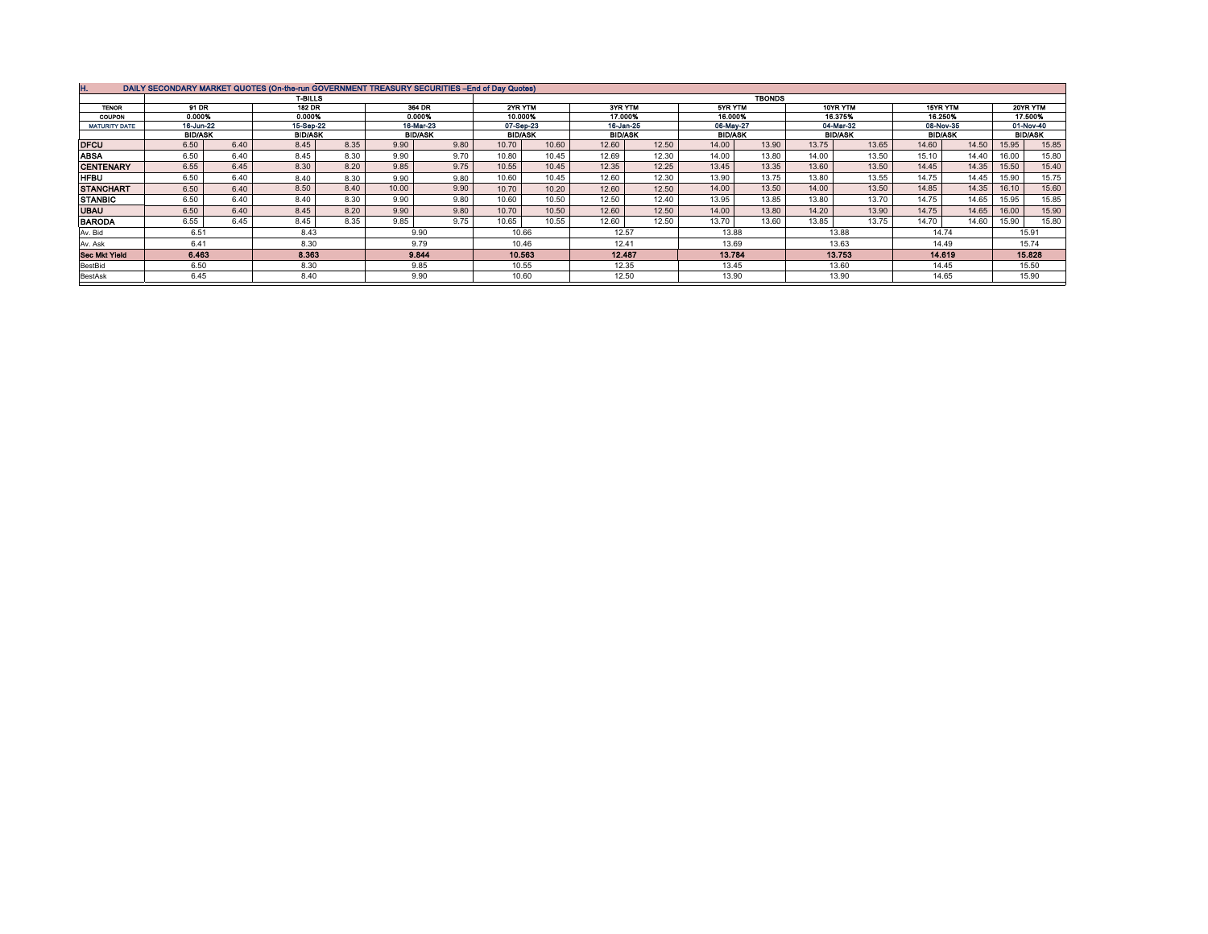H. DAILY SECONDARY MARKET QUOTES (On-the-run GOVERNMENT TREASURY SECURITIES –End of Day Quotes)

| | T-BILLS | | | | | | TBONDS | | | | | | | | | | | |
|---|---|---|---|---|---|---|---|---|---|---|---|---|---|---|---|---|---|---|
| TENOR | 91 DR | | 182 DR | | 364 DR | | 2YR YTM | | 3YR YTM | | 5YR YTM | | 10YR YTM | | 15YR YTM | | 20YR YTM | |
| COUPON | 0.000% | | 0.000% | | 0.000% | | 10.000% | | 17.000% | | 16.000% | | 16.375% | | 16.250% | | 17.500% | |
| MATURITY DATE | 16-Jun-22 | | 15-Sep-22 | | 16-Mar-23 | | 07-Sep-23 | | 16-Jan-25 | | 06-May-27 | | 04-Mar-32 | | 08-Nov-35 | | 01-Nov-40 | |
| | BID/ASK | | BID/ASK | | BID/ASK | | BID/ASK | | BID/ASK | | BID/ASK | | BID/ASK | | BID/ASK | | BID/ASK | |
| DFCU | 6.50 | 6.40 | 8.45 | 8.35 | 9.90 | 9.80 | 10.70 | 10.60 | 12.60 | 12.50 | 14.00 | 13.90 | 13.75 | 13.65 | 14.60 | 14.50 | 15.95 | 15.85 |
| ABSA | 6.50 | 6.40 | 8.45 | 8.30 | 9.90 | 9.70 | 10.80 | 10.45 | 12.69 | 12.30 | 14.00 | 13.80 | 14.00 | 13.50 | 15.10 | 14.40 | 16.00 | 15.80 |
| CENTENARY | 6.55 | 6.45 | 8.30 | 8.20 | 9.85 | 9.75 | 10.55 | 10.45 | 12.35 | 12.25 | 13.45 | 13.35 | 13.60 | 13.50 | 14.45 | 14.35 | 15.50 | 15.40 |
| HFBU | 6.50 | 6.40 | 8.40 | 8.30 | 9.90 | 9.80 | 10.60 | 10.45 | 12.60 | 12.30 | 13.90 | 13.75 | 13.80 | 13.55 | 14.75 | 14.45 | 15.90 | 15.75 |
| STANCHART | 6.50 | 6.40 | 8.50 | 8.40 | 10.00 | 9.90 | 10.70 | 10.20 | 12.60 | 12.50 | 14.00 | 13.50 | 14.00 | 13.50 | 14.85 | 14.35 | 16.10 | 15.60 |
| STANBIC | 6.50 | 6.40 | 8.40 | 8.30 | 9.90 | 9.80 | 10.60 | 10.50 | 12.50 | 12.40 | 13.95 | 13.85 | 13.80 | 13.70 | 14.75 | 14.65 | 15.95 | 15.85 |
| UBAU | 6.50 | 6.40 | 8.45 | 8.20 | 9.90 | 9.80 | 10.70 | 10.50 | 12.60 | 12.50 | 14.00 | 13.80 | 14.20 | 13.90 | 14.75 | 14.65 | 16.00 | 15.90 |
| BARODA | 6.55 | 6.45 | 8.45 | 8.35 | 9.85 | 9.75 | 10.65 | 10.55 | 12.60 | 12.50 | 13.70 | 13.60 | 13.85 | 13.75 | 14.70 | 14.60 | 15.90 | 15.80 |
| Av. Bid | 6.51 | | 8.43 | | 9.90 | | 10.66 | | 12.57 | | 13.88 | | 13.88 | | 14.74 | | 15.91 | |
| Av. Ask | 6.41 | | 8.30 | | 9.79 | | 10.46 | | 12.41 | | 13.69 | | 13.63 | | 14.49 | | 15.74 | |
| **Sec Mkt Yield** | **6.463** | | **8.363** | | **9.844** | | **10.563** | | **12.487** | | **13.784** | | **13.753** | | **14.619** | | **15.828** | |
| BestBid | 6.50 | | 8.30 | | 9.85 | | 10.55 | | 12.35 | | 13.45 | | 13.60 | | 14.45 | | 15.50 | |
| BestAsk | 6.45 | | 8.40 | | 9.90 | | 10.60 | | 12.50 | | 13.90 | | 13.90 | | 14.65 | | 15.90 | |